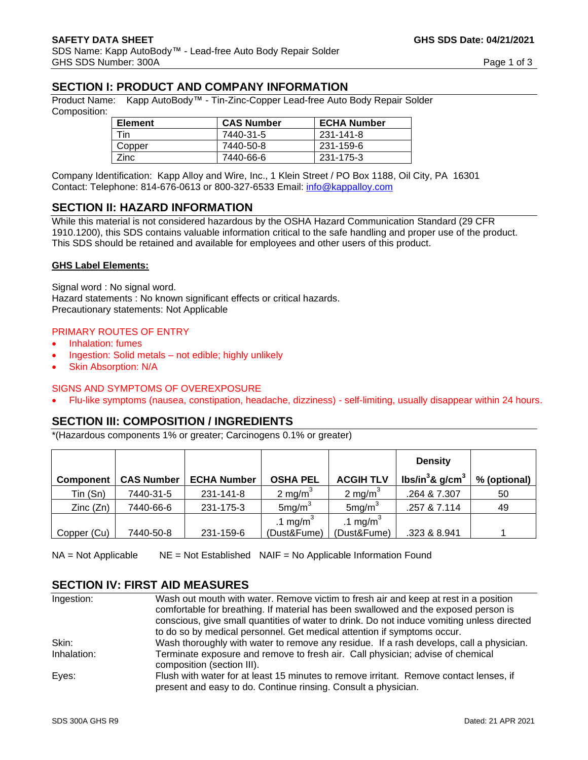**SAFETY DATA SHEET** **GHS SDS Date: 04/21/2021**
SDS Name: Kapp AutoBody™ - Lead-free Auto Body Repair Solder
GHS SDS Number: 300A

## SECTION I: PRODUCT AND COMPANY INFORMATION

Product Name: Kapp AutoBody™ - Tin-Zinc-Copper Lead-free Auto Body Repair Solder
Composition:

| Element | CAS Number | ECHA Number |
|---|---|---|
| Tin | 7440-31-5 | 231-141-8 |
| Copper | 7440-50-8 | 231-159-6 |
| Zinc | 7440-66-6 | 231-175-3 |

Company Identification: Kapp Alloy and Wire, Inc., 1 Klein Street / PO Box 1188, Oil City, PA 16301
Contact: Telephone: 814-676-0613 or 800-327-6533 Email: info@kappalloy.com

## SECTION II: HAZARD INFORMATION

While this material is not considered hazardous by the OSHA Hazard Communication Standard (29 CFR 1910.1200), this SDS contains valuable information critical to the safe handling and proper use of the product. This SDS should be retained and available for employees and other users of this product.

**GHS Label Elements:**

Signal word : No signal word.
Hazard statements : No known significant effects or critical hazards.
Precautionary statements: Not Applicable

PRIMARY ROUTES OF ENTRY

- Inhalation: fumes
- Ingestion: Solid metals – not edible; highly unlikely
- Skin Absorption: N/A

SIGNS AND SYMPTOMS OF OVEREXPOSURE

- Flu-like symptoms (nausea, constipation, headache, dizziness) - self-limiting, usually disappear within 24 hours.

## SECTION III: COMPOSITION / INGREDIENTS

*(Hazardous components 1% or greater; Carcinogens 0.1% or greater)

| Component | CAS Number | ECHA Number | OSHA PEL | ACGIH TLV | Density lbs/in$^3$& g/cm$^3$ | % (optional) |
|---|---|---|---|---|---|---|
| Tin (Sn) | 7440-31-5 | 231-141-8 | 2 mg/m$^3$ | 2 mg/m$^3$ | .264 & 7.307 | 50 |
| Zinc (Zn) | 7440-66-6 | 231-175-3 | 5mg/m$^3$ | 5mg/m$^3$ | .257 & 7.114 | 49 |
| Copper (Cu) | 7440-50-8 | 231-159-6 | .1 mg/m$^3$ (Dust&Fume) | .1 mg/m$^3$ (Dust&Fume) | .323 & 8.941 | 1 |

NA = Not Applicable NE = Not Established NAIF = No Applicable Information Found

## SECTION IV: FIRST AID MEASURES

| | |
|---|---|
| Ingestion: | Wash out mouth with water. Remove victim to fresh air and keep at rest in a position comfortable for breathing. If material has been swallowed and the exposed person is conscious, give small quantities of water to drink. Do not induce vomiting unless directed to do so by medical personnel. Get medical attention if symptoms occur. |
| Skin: | Wash thoroughly with water to remove any residue. If a rash develops, call a physician. |
| Inhalation: | Terminate exposure and remove to fresh air. Call physician; advise of chemical composition (section III). |
| Eyes: | Flush with water for at least 15 minutes to remove irritant. Remove contact lenses, if present and easy to do. Continue rinsing. Consult a physician. |

SDS 300A GHS R9 Dated: 21 APR 2021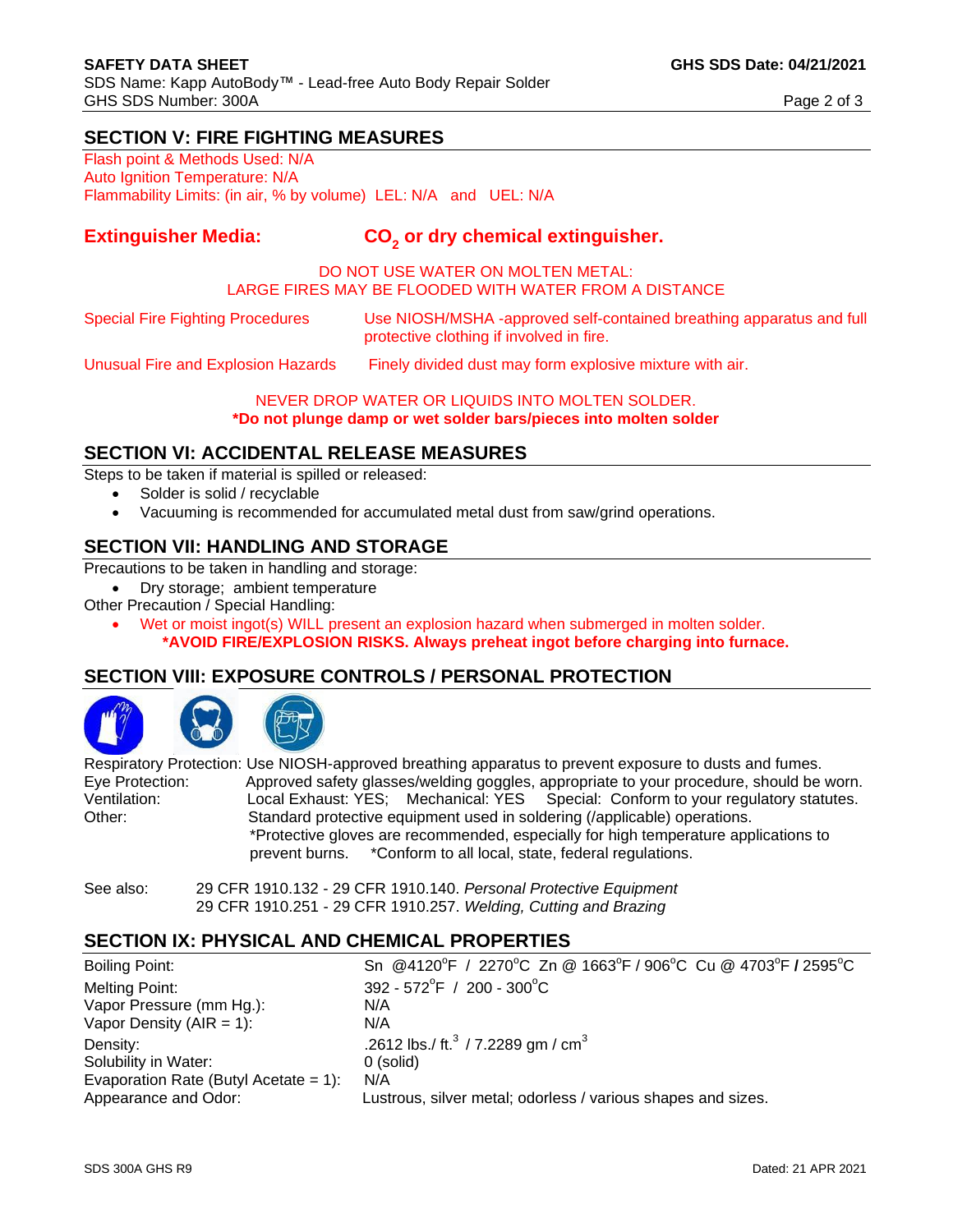## SECTION V: FIRE FIGHTING MEASURES

Flash point & Methods Used: N/A
Auto Ignition Temperature: N/A
Flammability Limits: (in air, % by volume) LEL: N/A and UEL: N/A

**Extinguisher Media:** **$CO_2$ or dry chemical extinguisher.**

DO NOT USE WATER ON MOLTEN METAL:
LARGE FIRES MAY BE FLOODED WITH WATER FROM A DISTANCE

Special Fire Fighting Procedures: Use NIOSH/MSHA -approved self-contained breathing apparatus and full protective clothing if involved in fire.

Unusual Fire and Explosion Hazards: Finely divided dust may form explosive mixture with air.

NEVER DROP WATER OR LIQUIDS INTO MOLTEN SOLDER.
**\*Do not plunge damp or wet solder bars/pieces into molten solder**

## SECTION VI: ACCIDENTAL RELEASE MEASURES

Steps to be taken if material is spilled or released:

- Solder is solid / recyclable
- Vacuuming is recommended for accumulated metal dust from saw/grind operations.

## SECTION VII: HANDLING AND STORAGE

Precautions to be taken in handling and storage:

- Dry storage; ambient temperature

Other Precaution / Special Handling:

- Wet or moist ingot(s) WILL present an explosion hazard when submerged in molten solder.
  **\*AVOID FIRE/EXPLOSION RISKS. Always preheat ingot before charging into furnace.**

## SECTION VIII: EXPOSURE CONTROLS / PERSONAL PROTECTION

Respiratory Protection: Use NIOSH-approved breathing apparatus to prevent exposure to dusts and fumes.
Eye Protection: Approved safety glasses/welding goggles, appropriate to your procedure, should be worn.
Ventilation: Local Exhaust: YES; Mechanical: YES Special: Conform to your regulatory statutes.
Other: Standard protective equipment used in soldering (/applicable) operations.
\*Protective gloves are recommended, especially for high temperature applications to prevent burns. \*Conform to all local, state, federal regulations.

See also: 29 CFR 1910.132 - 29 CFR 1910.140. *Personal Protective Equipment*
29 CFR 1910.251 - 29 CFR 1910.257. *Welding, Cutting and Brazing*

## SECTION IX: PHYSICAL AND CHEMICAL PROPERTIES

| Property | Value |
|---|---|
| Boiling Point: | Sn @4120°F / 2270°C Zn @ 1663°F / 906°C Cu @ 4703°F / 2595°C |
| Melting Point: | 392 - 572°F / 200 - 300°C |
| Vapor Pressure (mm Hg.): | N/A |
| Vapor Density (AIR = 1): | N/A |
| Density: | .2612 lbs./ ft.$^3$ / 7.2289 gm / cm$^3$ |
| Solubility in Water: | 0 (solid) |
| Evaporation Rate (Butyl Acetate = 1): | N/A |
| Appearance and Odor: | Lustrous, silver metal; odorless / various shapes and sizes. |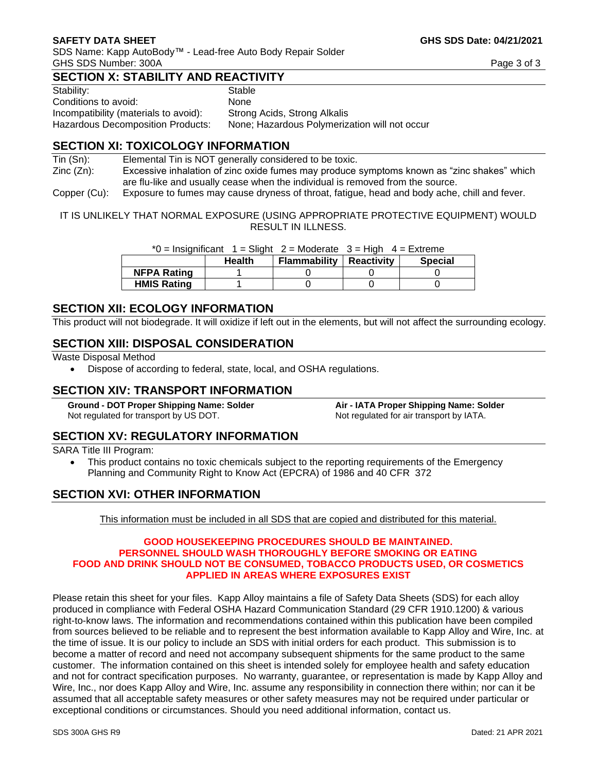## SECTION X: STABILITY AND REACTIVITY

| | |
|---|---|
| Stability: | Stable |
| Conditions to avoid: | None |
| Incompatibility (materials to avoid): | Strong Acids, Strong Alkalis |
| Hazardous Decomposition Products: | None; Hazardous Polymerization will not occur |

## SECTION XI: TOXICOLOGY INFORMATION

| | |
|---|---|
| Tin (Sn): | Elemental Tin is NOT generally considered to be toxic. |
| Zinc (Zn): | Excessive inhalation of zinc oxide fumes may produce symptoms known as "zinc shakes" which are flu-like and usually cease when the individual is removed from the source. |
| Copper (Cu): | Exposure to fumes may cause dryness of throat, fatigue, head and body ache, chill and fever. |

IT IS UNLIKELY THAT NORMAL EXPOSURE (USING APPROPRIATE PROTECTIVE EQUIPMENT) WOULD RESULT IN ILLNESS.

*0 = Insignificant 1 = Slight 2 = Moderate 3 = High 4 = Extreme

| | Health | Flammability | Reactivity | Special |
|---|---|---|---|---|
| **NFPA Rating** | 1 | 0 | 0 | 0 |
| **HMIS Rating** | 1 | 0 | 0 | 0 |

## SECTION XII: ECOLOGY INFORMATION

This product will not biodegrade. It will oxidize if left out in the elements, but will not affect the surrounding ecology.

## SECTION XIII: DISPOSAL CONSIDERATION

Waste Disposal Method

- Dispose of according to federal, state, local, and OSHA regulations.

## SECTION XIV: TRANSPORT INFORMATION

**Ground - DOT Proper Shipping Name: Solder**
Not regulated for transport by US DOT.

**Air - IATA Proper Shipping Name: Solder**
Not regulated for air transport by IATA.

## SECTION XV: REGULATORY INFORMATION

SARA Title III Program:

- This product contains no toxic chemicals subject to the reporting requirements of the Emergency Planning and Community Right to Know Act (EPCRA) of 1986 and 40 CFR 372

## SECTION XVI: OTHER INFORMATION

This information must be included in all SDS that are copied and distributed for this material.

**GOOD HOUSEKEEPING PROCEDURES SHOULD BE MAINTAINED.**
**PERSONNEL SHOULD WASH THOROUGHLY BEFORE SMOKING OR EATING**
**FOOD AND DRINK SHOULD NOT BE CONSUMED, TOBACCO PRODUCTS USED, OR COSMETICS APPLIED IN AREAS WHERE EXPOSURES EXIST**

Please retain this sheet for your files. Kapp Alloy maintains a file of Safety Data Sheets (SDS) for each alloy produced in compliance with Federal OSHA Hazard Communication Standard (29 CFR 1910.1200) & various right-to-know laws. The information and recommendations contained within this publication have been compiled from sources believed to be reliable and to represent the best information available to Kapp Alloy and Wire, Inc. at the time of issue. It is our policy to include an SDS with initial orders for each product. This submission is to become a matter of record and need not accompany subsequent shipments for the same product to the same customer. The information contained on this sheet is intended solely for employee health and safety education and not for contract specification purposes. No warranty, guarantee, or representation is made by Kapp Alloy and Wire, Inc., nor does Kapp Alloy and Wire, Inc. assume any responsibility in connection there within; nor can it be assumed that all acceptable safety measures or other safety measures may not be required under particular or exceptional conditions or circumstances. Should you need additional information, contact us.

SDS 300A GHS R9 Dated: 21 APR 2021